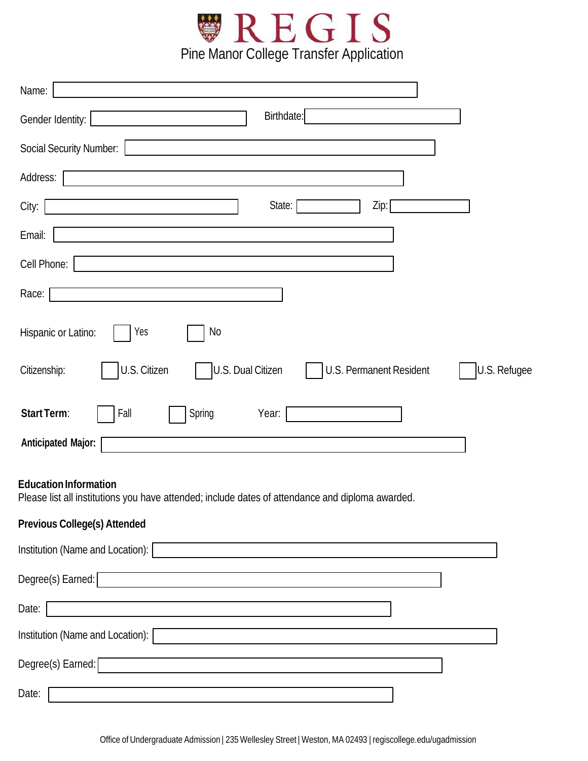# REGIS

## Pine Manor College Transfer Application

Name:

Gender Identity: Birthdate:

Social Security Number:

Address:

City: State: Zip:

Email:

Cell Phone:

Race:

Hispanic or Latino: ☐ Yes ☐ No

Citizenship: ☐ U.S. Citizen ☐ U.S. Dual Citizen ☐ U.S. Permanent Resident ☐ U.S. Refugee

**Start Term**: ☐ Fall ☐ Spring Year:

**Anticipated Major:**

### Education Information

Please list all institutions you have attended; include dates of attendance and diploma awarded.

### Previous College(s) Attended

Institution (Name and Location):

Degree(s) Earned:

Date:

Institution (Name and Location):

Degree(s) Earned:

Date:

Office of Undergraduate Admission | 235 Wellesley Street | Weston, MA 02493 | regiscollege.edu/ugadmission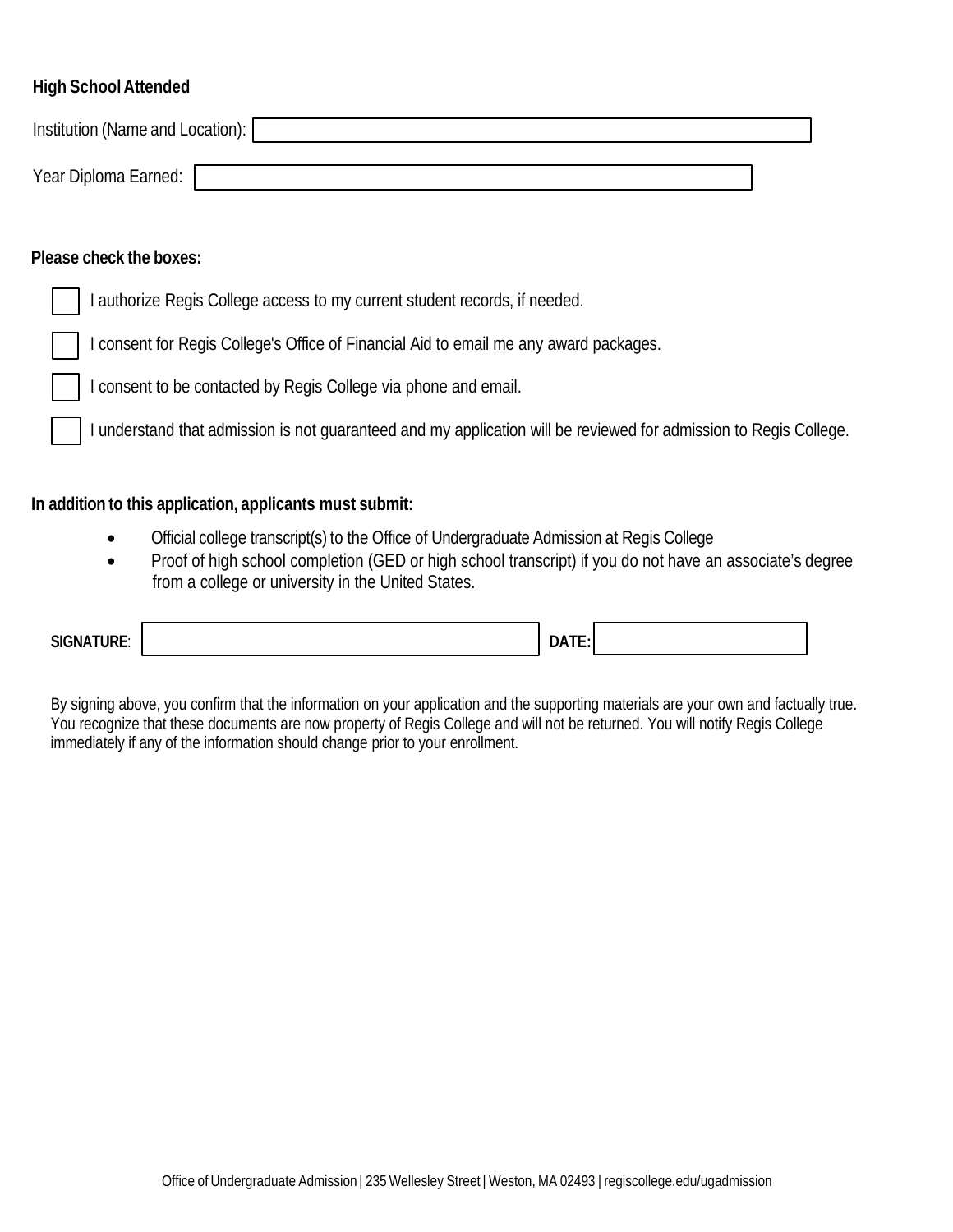## High School Attended

Institution (Name and Location):

Year Diploma Earned:

**Please check the boxes:**

- [ ] I authorize Regis College access to my current student records, if needed.
- [ ] I consent for Regis College's Office of Financial Aid to email me any award packages.
- [ ] I consent to be contacted by Regis College via phone and email.
- [ ] I understand that admission is not guaranteed and my application will be reviewed for admission to Regis College.

**In addition to this application, applicants must submit:**

- Official college transcript(s) to the Office of Undergraduate Admission at Regis College
- Proof of high school completion (GED or high school transcript) if you do not have an associate's degree from a college or university in the United States.

**SIGNATURE**: **DATE:**

By signing above, you confirm that the information on your application and the supporting materials are your own and factually true. You recognize that these documents are now property of Regis College and will not be returned. You will notify Regis College immediately if any of the information should change prior to your enrollment.

Office of Undergraduate Admission | 235 Wellesley Street | Weston, MA 02493 | regiscollege.edu/ugadmission